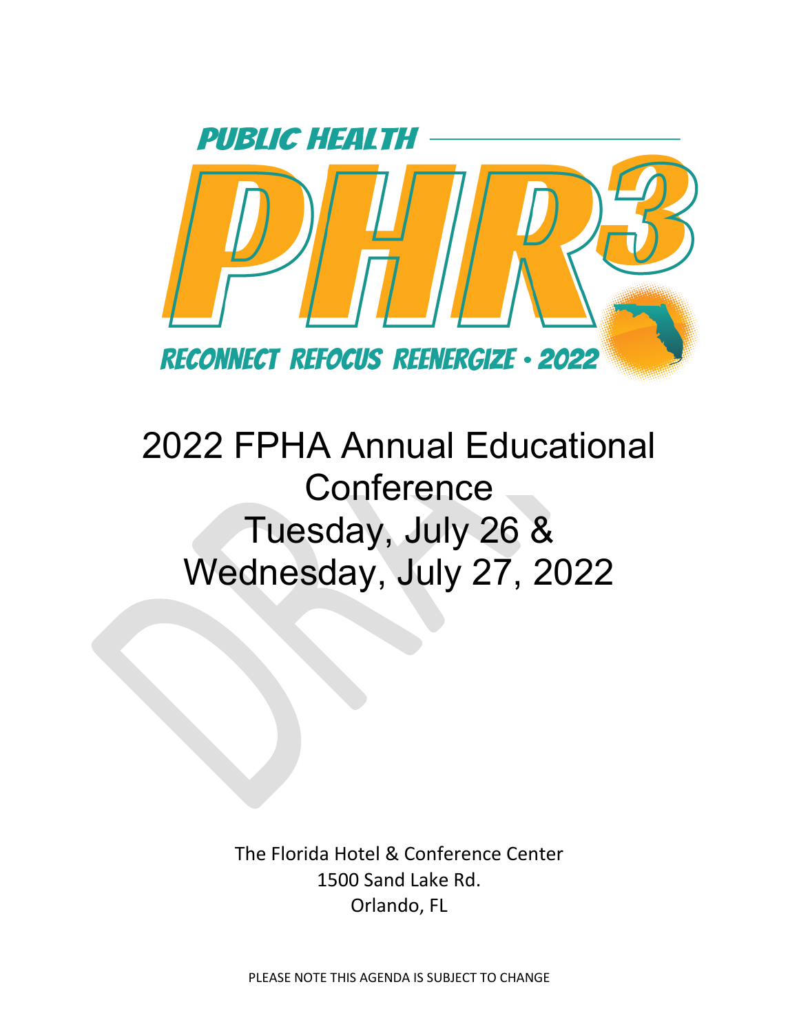PUBLIC HEALTH

PHR3

RECONNECT REFOCUS REENERGIZE • 2022

# 2022 FPHA Annual Educational Conference

# Tuesday, July 26 & Wednesday, July 27, 2022

The Florida Hotel & Conference Center
1500 Sand Lake Rd.
Orlando, FL

PLEASE NOTE THIS AGENDA IS SUBJECT TO CHANGE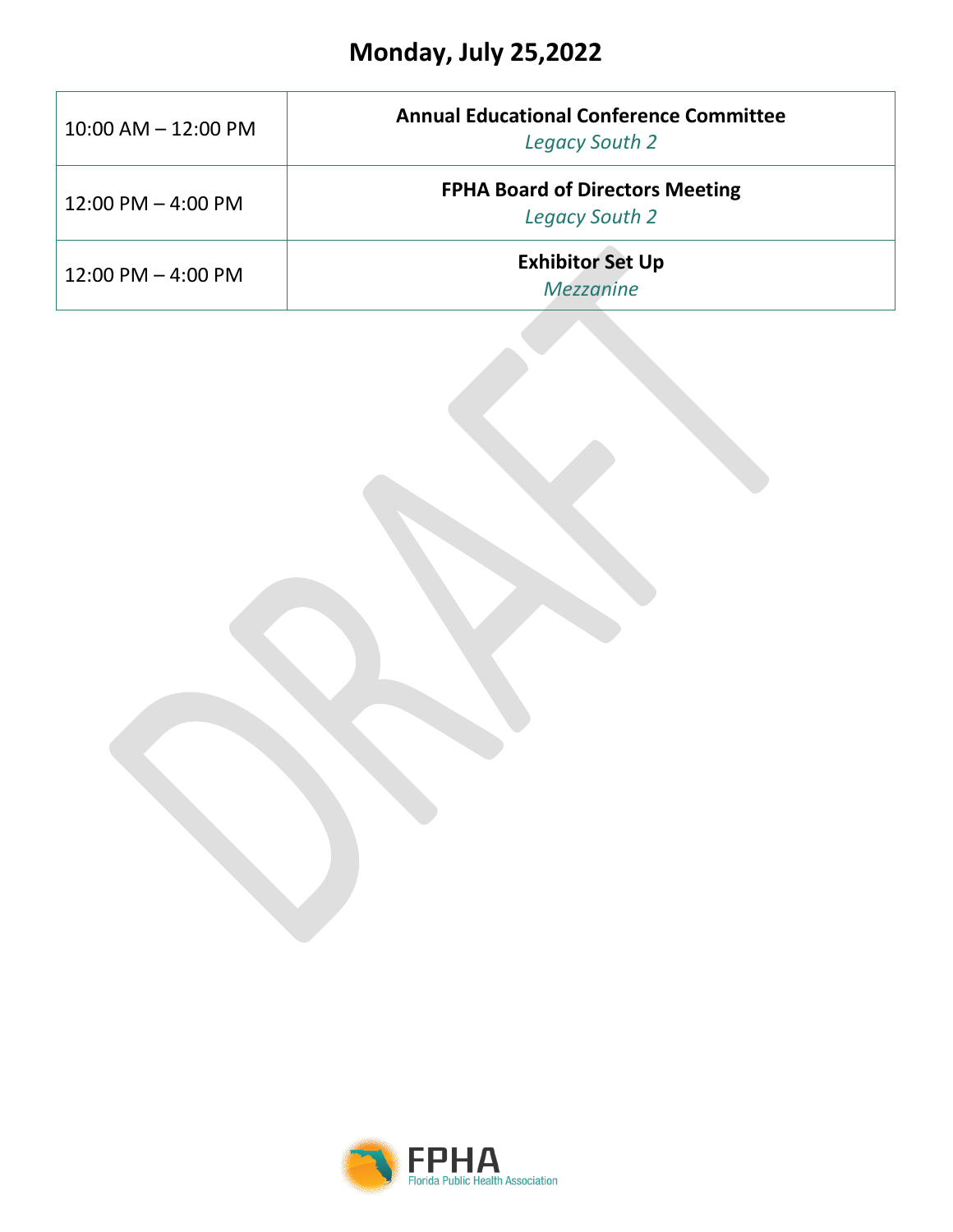# Monday, July 25,2022

| Time | Event |
|---|---|
| 10:00 AM – 12:00 PM | **Annual Educational Conference Committee** *Legacy South 2* |
| 12:00 PM – 4:00 PM | **FPHA Board of Directors Meeting** *Legacy South 2* |
| 12:00 PM – 4:00 PM | **Exhibitor Set Up** *Mezzanine* |

DRAFT

FPHA
Florida Public Health Association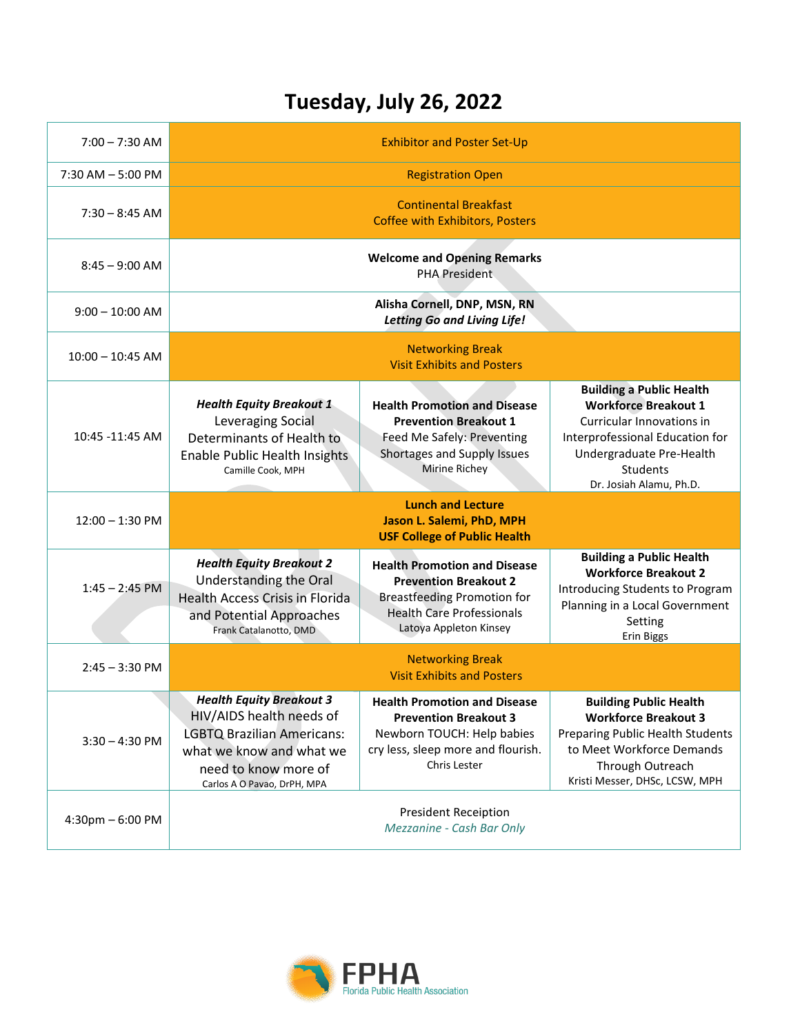# Tuesday, July 26, 2022

| Time | | | |
|---|---|---|---|
| 7:00 – 7:30 AM | Exhibitor and Poster Set-Up | | |
| 7:30 AM – 5:00 PM | Registration Open | | |
| 7:30 – 8:45 AM | Continental Breakfast<br>Coffee with Exhibitors, Posters | | |
| 8:45 – 9:00 AM | **Welcome and Opening Remarks**<br>PHA President | | |
| 9:00 – 10:00 AM | **Alisha Cornell, DNP, MSN, RN**<br>***Letting Go and Living Life!*** | | |
| 10:00 – 10:45 AM | Networking Break<br>Visit Exhibits and Posters | | |
| 10:45 -11:45 AM | ***Health Equity Breakout 1***<br>Leveraging Social Determinants of Health to Enable Public Health Insights<br>Camille Cook, MPH | **Health Promotion and Disease Prevention Breakout 1**<br>Feed Me Safely: Preventing Shortages and Supply Issues<br>Mirine Richey | **Building a Public Health Workforce Breakout 1**<br>Curricular Innovations in Interprofessional Education for Undergraduate Pre-Health Students<br>Dr. Josiah Alamu, Ph.D. |
| 12:00 – 1:30 PM | **Lunch and Lecture**<br>**Jason L. Salemi, PhD, MPH**<br>**USF College of Public Health** | | |
| 1:45 – 2:45 PM | ***Health Equity Breakout 2***<br>Understanding the Oral Health Access Crisis in Florida and Potential Approaches<br>Frank Catalanotto, DMD | **Health Promotion and Disease Prevention Breakout 2**<br>Breastfeeding Promotion for Health Care Professionals<br>Latoya Appleton Kinsey | **Building a Public Health Workforce Breakout 2**<br>Introducing Students to Program Planning in a Local Government Setting<br>Erin Biggs |
| 2:45 – 3:30 PM | Networking Break<br>Visit Exhibits and Posters | | |
| 3:30 – 4:30 PM | ***Health Equity Breakout 3***<br>HIV/AIDS health needs of LGBTQ Brazilian Americans: what we know and what we need to know more of<br>Carlos A O Pavao, DrPH, MPA | **Health Promotion and Disease Prevention Breakout 3**<br>Newborn TOUCH: Help babies cry less, sleep more and flourish.<br>Chris Lester | **Building Public Health Workforce Breakout 3**<br>Preparing Public Health Students to Meet Workforce Demands Through Outreach<br>Kristi Messer, DHSc, LCSW, MPH |
| 4:30pm – 6:00 PM | President Receiption<br>*Mezzanine - Cash Bar Only* | | |

FPHA
Florida Public Health Association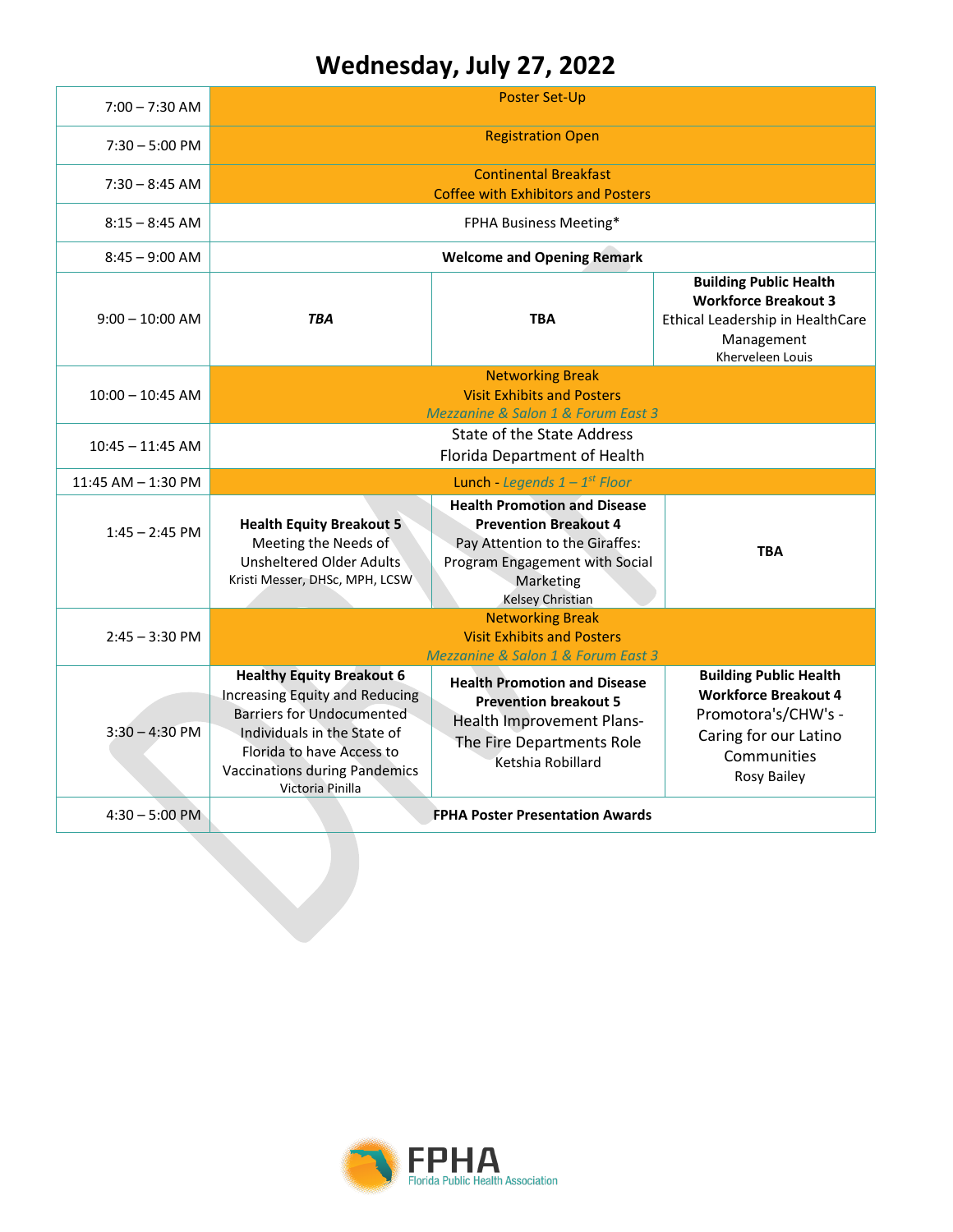# Wednesday, July 27, 2022

| | | | |
|---|---|---|---|
| 7:00 – 7:30 AM | Poster Set-Up | | |
| 7:30 – 5:00 PM | Registration Open | | |
| 7:30 – 8:45 AM | Continental Breakfast<br>Coffee with Exhibitors and Posters | | |
| 8:15 – 8:45 AM | FPHA Business Meeting* | | |
| 8:45 – 9:00 AM | **Welcome and Opening Remark** | | |
| 9:00 – 10:00 AM | ***TBA*** | **TBA** | **Building Public Health Workforce Breakout 3**<br>Ethical Leadership in HealthCare Management<br>Kherveleen Louis |
| 10:00 – 10:45 AM | Networking Break<br>Visit Exhibits and Posters<br>*Mezzanine & Salon 1 & Forum East 3* | | |
| 10:45 – 11:45 AM | State of the State Address<br>Florida Department of Health | | |
| 11:45 AM – 1:30 PM | Lunch - *Legends 1 – 1st Floor* | | |
| 1:45 – 2:45 PM | **Health Equity Breakout 5**<br>Meeting the Needs of Unsheltered Older Adults<br>Kristi Messer, DHSc, MPH, LCSW | **Health Promotion and Disease Prevention Breakout 4**<br>Pay Attention to the Giraffes: Program Engagement with Social Marketing<br>Kelsey Christian | **TBA** |
| 2:45 – 3:30 PM | Networking Break<br>Visit Exhibits and Posters<br>*Mezzanine & Salon 1 & Forum East 3* | | |
| 3:30 – 4:30 PM | **Healthy Equity Breakout 6**<br>Increasing Equity and Reducing Barriers for Undocumented Individuals in the State of Florida to have Access to Vaccinations during Pandemics<br>Victoria Pinilla | **Health Promotion and Disease Prevention breakout 5**<br>Health Improvement Plans- The Fire Departments Role<br>Ketshia Robillard | **Building Public Health Workforce Breakout 4**<br>Promotora's/CHW's - Caring for our Latino Communities<br>Rosy Bailey |
| 4:30 – 5:00 PM | **FPHA Poster Presentation Awards** | | |

FPHA
Florida Public Health Association